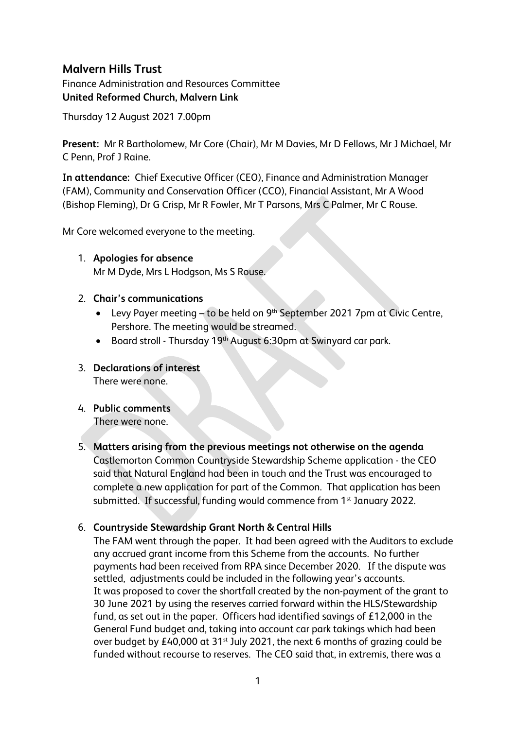# Malvern Hills Trust

Finance Administration and Resources Committee
**United Reformed Church, Malvern Link**

Thursday 12 August 2021 7.00pm

**Present:** Mr R Bartholomew, Mr Core (Chair), Mr M Davies, Mr D Fellows, Mr J Michael, Mr C Penn, Prof J Raine.

**In attendance:** Chief Executive Officer (CEO), Finance and Administration Manager (FAM), Community and Conservation Officer (CCO), Financial Assistant, Mr A Wood (Bishop Fleming), Dr G Crisp, Mr R Fowler, Mr T Parsons, Mrs C Palmer, Mr C Rouse.

Mr Core welcomed everyone to the meeting.

1. **Apologies for absence**
   Mr M Dyde, Mrs L Hodgson, Ms S Rouse.

2. **Chair's communications**
   - Levy Payer meeting – to be held on 9th September 2021 7pm at Civic Centre, Pershore. The meeting would be streamed.
   - Board stroll - Thursday 19th August 6:30pm at Swinyard car park.

3. **Declarations of interest**
   There were none.

4. **Public comments**
   There were none.

5. **Matters arising from the previous meetings not otherwise on the agenda**
   Castlemorton Common Countryside Stewardship Scheme application - the CEO said that Natural England had been in touch and the Trust was encouraged to complete a new application for part of the Common. That application has been submitted. If successful, funding would commence from 1st January 2022.

6. **Countryside Stewardship Grant North & Central Hills**
   The FAM went through the paper. It had been agreed with the Auditors to exclude any accrued grant income from this Scheme from the accounts. No further payments had been received from RPA since December 2020. If the dispute was settled, adjustments could be included in the following year's accounts.
   It was proposed to cover the shortfall created by the non-payment of the grant to 30 June 2021 by using the reserves carried forward within the HLS/Stewardship fund, as set out in the paper. Officers had identified savings of £12,000 in the General Fund budget and, taking into account car park takings which had been over budget by £40,000 at 31st July 2021, the next 6 months of grazing could be funded without recourse to reserves. The CEO said that, in extremis, there was a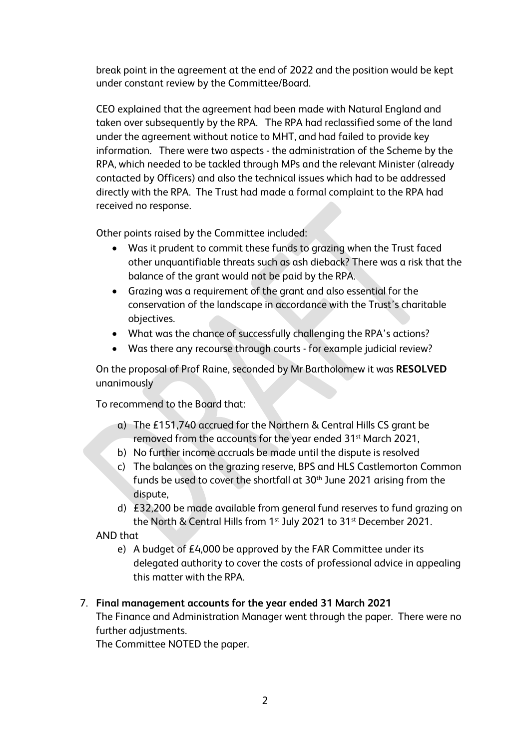break point in the agreement at the end of 2022 and the position would be kept under constant review by the Committee/Board.

CEO explained that the agreement had been made with Natural England and taken over subsequently by the RPA. The RPA had reclassified some of the land under the agreement without notice to MHT, and had failed to provide key information. There were two aspects - the administration of the Scheme by the RPA, which needed to be tackled through MPs and the relevant Minister (already contacted by Officers) and also the technical issues which had to be addressed directly with the RPA. The Trust had made a formal complaint to the RPA had received no response.

Other points raised by the Committee included:

- Was it prudent to commit these funds to grazing when the Trust faced other unquantifiable threats such as ash dieback? There was a risk that the balance of the grant would not be paid by the RPA.
- Grazing was a requirement of the grant and also essential for the conservation of the landscape in accordance with the Trust's charitable objectives.
- What was the chance of successfully challenging the RPA's actions?
- Was there any recourse through courts - for example judicial review?

On the proposal of Prof Raine, seconded by Mr Bartholomew it was **RESOLVED** unanimously

To recommend to the Board that:

a) The £151,740 accrued for the Northern & Central Hills CS grant be removed from the accounts for the year ended 31st March 2021,
b) No further income accruals be made until the dispute is resolved
c) The balances on the grazing reserve, BPS and HLS Castlemorton Common funds be used to cover the shortfall at 30th June 2021 arising from the dispute,
d) £32,200 be made available from general fund reserves to fund grazing on the North & Central Hills from 1st July 2021 to 31st December 2021.

AND that

e) A budget of £4,000 be approved by the FAR Committee under its delegated authority to cover the costs of professional advice in appealing this matter with the RPA.

7. **Final management accounts for the year ended 31 March 2021**

The Finance and Administration Manager went through the paper. There were no further adjustments.

The Committee NOTED the paper.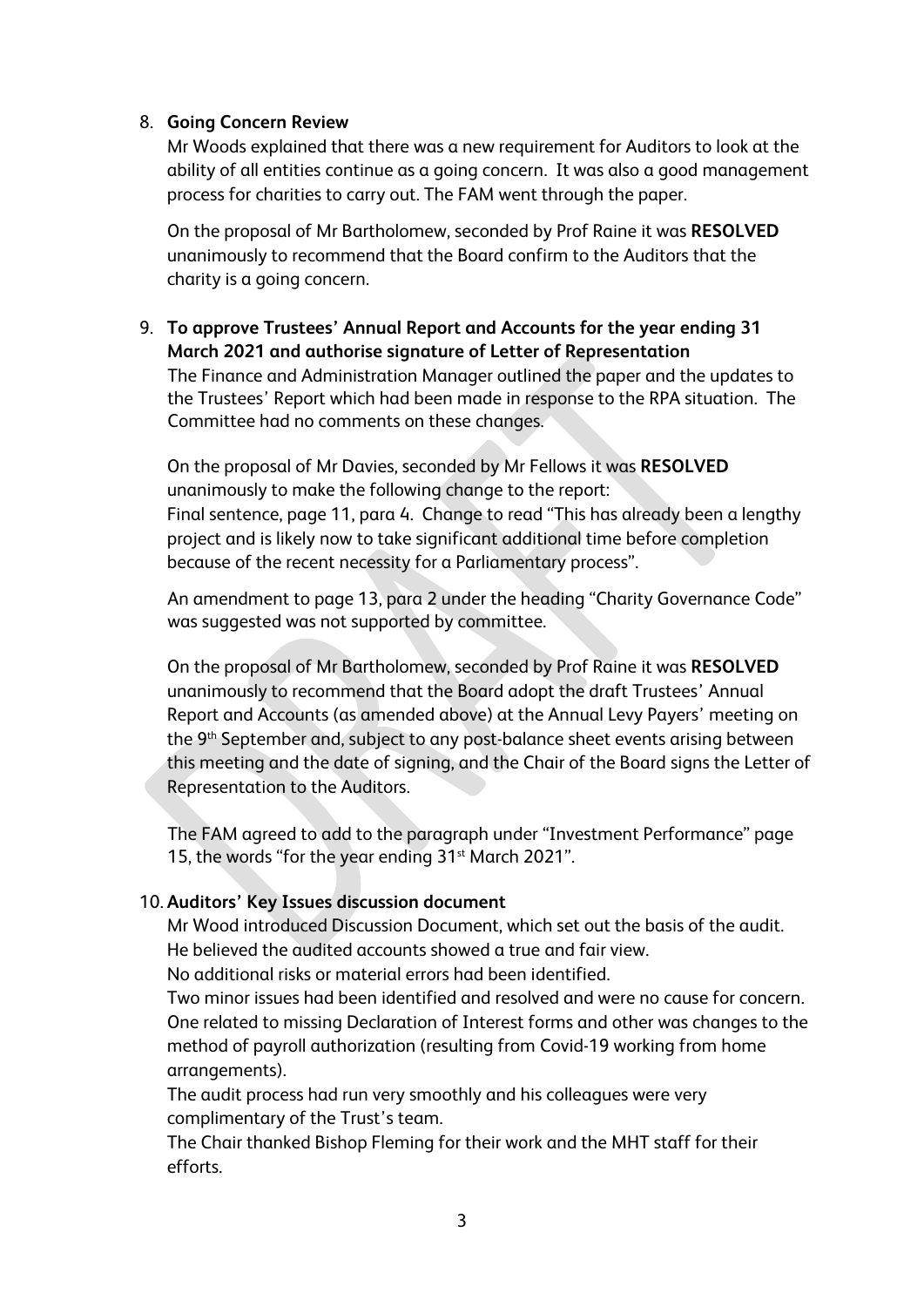8. **Going Concern Review**

   Mr Woods explained that there was a new requirement for Auditors to look at the ability of all entities continue as a going concern. It was also a good management process for charities to carry out. The FAM went through the paper.

   On the proposal of Mr Bartholomew, seconded by Prof Raine it was **RESOLVED** unanimously to recommend that the Board confirm to the Auditors that the charity is a going concern.

9. **To approve Trustees' Annual Report and Accounts for the year ending 31 March 2021 and authorise signature of Letter of Representation**

   The Finance and Administration Manager outlined the paper and the updates to the Trustees' Report which had been made in response to the RPA situation. The Committee had no comments on these changes.

   On the proposal of Mr Davies, seconded by Mr Fellows it was **RESOLVED** unanimously to make the following change to the report:
   Final sentence, page 11, para 4. Change to read "This has already been a lengthy project and is likely now to take significant additional time before completion because of the recent necessity for a Parliamentary process".

   An amendment to page 13, para 2 under the heading "Charity Governance Code" was suggested was not supported by committee.

   On the proposal of Mr Bartholomew, seconded by Prof Raine it was **RESOLVED** unanimously to recommend that the Board adopt the draft Trustees' Annual Report and Accounts (as amended above) at the Annual Levy Payers' meeting on the 9th September and, subject to any post-balance sheet events arising between this meeting and the date of signing, and the Chair of the Board signs the Letter of Representation to the Auditors.

   The FAM agreed to add to the paragraph under "Investment Performance" page 15, the words "for the year ending 31st March 2021".

10. **Auditors' Key Issues discussion document**

    Mr Wood introduced Discussion Document, which set out the basis of the audit.
    He believed the audited accounts showed a true and fair view.
    No additional risks or material errors had been identified.
    Two minor issues had been identified and resolved and were no cause for concern. One related to missing Declaration of Interest forms and other was changes to the method of payroll authorization (resulting from Covid-19 working from home arrangements).
    The audit process had run very smoothly and his colleagues were very complimentary of the Trust's team.
    The Chair thanked Bishop Fleming for their work and the MHT staff for their efforts.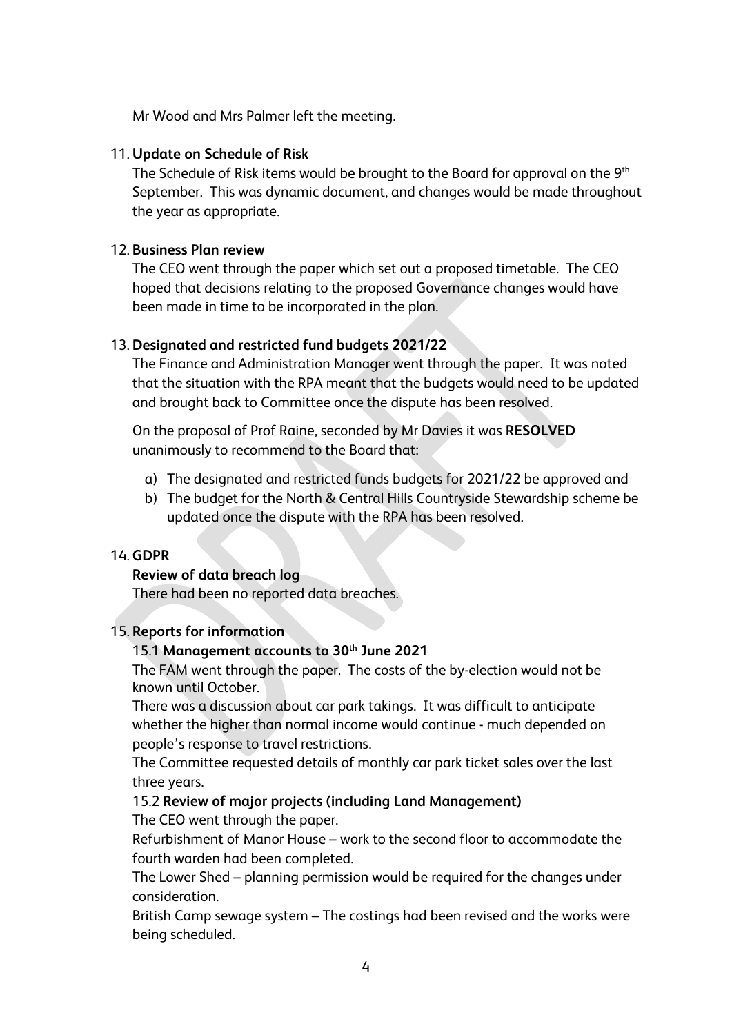Mr Wood and Mrs Palmer left the meeting.

11. **Update on Schedule of Risk**

The Schedule of Risk items would be brought to the Board for approval on the 9th September. This was dynamic document, and changes would be made throughout the year as appropriate.

12. **Business Plan review**

The CEO went through the paper which set out a proposed timetable. The CEO hoped that decisions relating to the proposed Governance changes would have been made in time to be incorporated in the plan.

13. **Designated and restricted fund budgets 2021/22**

The Finance and Administration Manager went through the paper. It was noted that the situation with the RPA meant that the budgets would need to be updated and brought back to Committee once the dispute has been resolved.

On the proposal of Prof Raine, seconded by Mr Davies it was **RESOLVED** unanimously to recommend to the Board that:

a) The designated and restricted funds budgets for 2021/22 be approved and
b) The budget for the North & Central Hills Countryside Stewardship scheme be updated once the dispute with the RPA has been resolved.

14. **GDPR**

**Review of data breach log**

There had been no reported data breaches.

15. **Reports for information**

15.1 **Management accounts to 30th June 2021**

The FAM went through the paper. The costs of the by-election would not be known until October.

There was a discussion about car park takings. It was difficult to anticipate whether the higher than normal income would continue - much depended on people's response to travel restrictions.

The Committee requested details of monthly car park ticket sales over the last three years.

15.2 **Review of major projects (including Land Management)**

The CEO went through the paper.

Refurbishment of Manor House – work to the second floor to accommodate the fourth warden had been completed.

The Lower Shed – planning permission would be required for the changes under consideration.

British Camp sewage system – The costings had been revised and the works were being scheduled.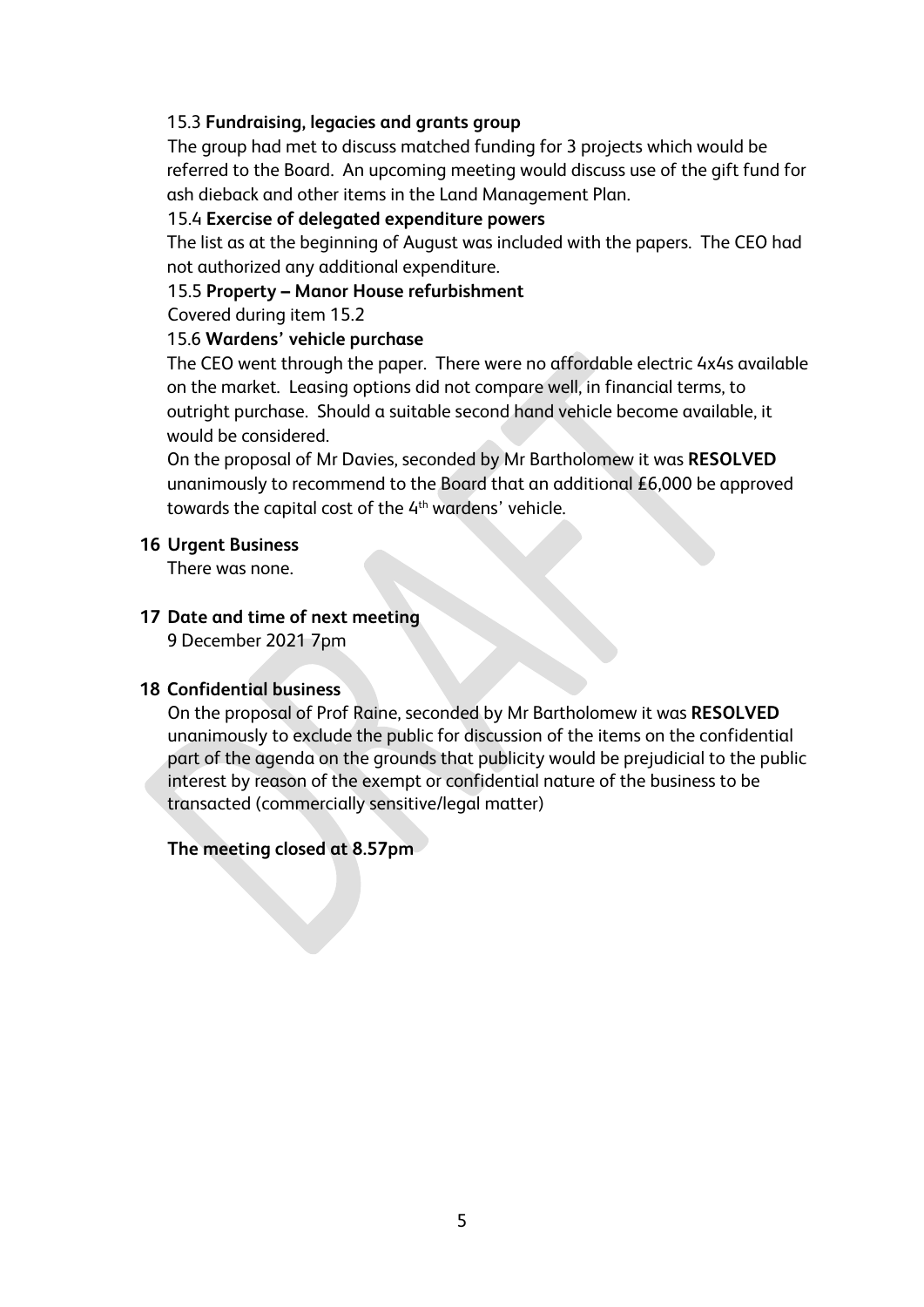15.3 **Fundraising, legacies and grants group**

The group had met to discuss matched funding for 3 projects which would be referred to the Board. An upcoming meeting would discuss use of the gift fund for ash dieback and other items in the Land Management Plan.

15.4 **Exercise of delegated expenditure powers**

The list as at the beginning of August was included with the papers. The CEO had not authorized any additional expenditure.

15.5 **Property – Manor House refurbishment**

Covered during item 15.2

15.6 **Wardens' vehicle purchase**

The CEO went through the paper. There were no affordable electric 4x4s available on the market. Leasing options did not compare well, in financial terms, to outright purchase. Should a suitable second hand vehicle become available, it would be considered.

On the proposal of Mr Davies, seconded by Mr Bartholomew it was **RESOLVED** unanimously to recommend to the Board that an additional £6,000 be approved towards the capital cost of the 4th wardens' vehicle.

**16 Urgent Business**

There was none.

**17 Date and time of next meeting**

9 December 2021 7pm

**18 Confidential business**

On the proposal of Prof Raine, seconded by Mr Bartholomew it was **RESOLVED** unanimously to exclude the public for discussion of the items on the confidential part of the agenda on the grounds that publicity would be prejudicial to the public interest by reason of the exempt or confidential nature of the business to be transacted (commercially sensitive/legal matter)

**The meeting closed at 8.57pm**